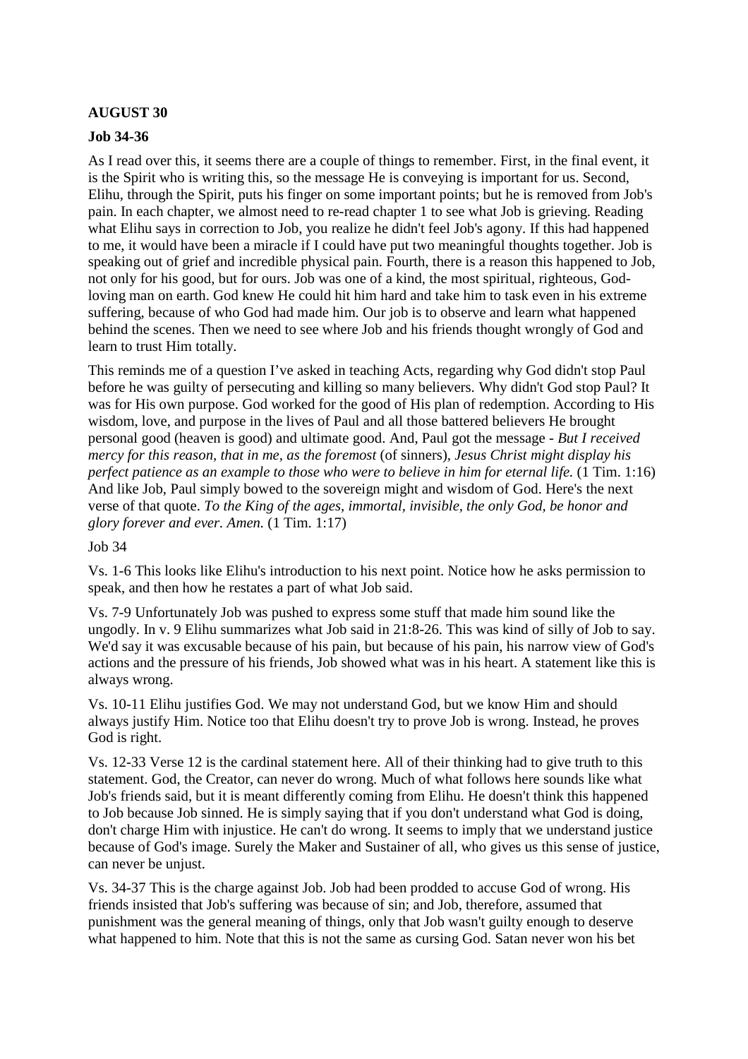**AUGUST 30**

**Job 34-36**

As I read over this, it seems there are a couple of things to remember. First, in the final event, it is the Spirit who is writing this, so the message He is conveying is important for us. Second, Elihu, through the Spirit, puts his finger on some important points; but he is removed from Job's pain. In each chapter, we almost need to re-read chapter 1 to see what Job is grieving. Reading what Elihu says in correction to Job, you realize he didn't feel Job's agony. If this had happened to me, it would have been a miracle if I could have put two meaningful thoughts together. Job is speaking out of grief and incredible physical pain. Fourth, there is a reason this happened to Job, not only for his good, but for ours. Job was one of a kind, the most spiritual, righteous, God-loving man on earth. God knew He could hit him hard and take him to task even in his extreme suffering, because of who God had made him. Our job is to observe and learn what happened behind the scenes. Then we need to see where Job and his friends thought wrongly of God and learn to trust Him totally.

This reminds me of a question I've asked in teaching Acts, regarding why God didn't stop Paul before he was guilty of persecuting and killing so many believers. Why didn't God stop Paul? It was for His own purpose. God worked for the good of His plan of redemption. According to His wisdom, love, and purpose in the lives of Paul and all those battered believers He brought personal good (heaven is good) and ultimate good. And, Paul got the message - *But I received mercy for this reason, that in me, as the foremost* (of sinners)*, Jesus Christ might display his perfect patience as an example to those who were to believe in him for eternal life.* (1 Tim. 1:16) And like Job, Paul simply bowed to the sovereign might and wisdom of God. Here's the next verse of that quote. *To the King of the ages, immortal, invisible, the only God, be honor and glory forever and ever. Amen.* (1 Tim. 1:17)

Job 34

Vs. 1-6 This looks like Elihu's introduction to his next point. Notice how he asks permission to speak, and then how he restates a part of what Job said.

Vs. 7-9 Unfortunately Job was pushed to express some stuff that made him sound like the ungodly. In v. 9 Elihu summarizes what Job said in 21:8-26. This was kind of silly of Job to say. We'd say it was excusable because of his pain, but because of his pain, his narrow view of God's actions and the pressure of his friends, Job showed what was in his heart. A statement like this is always wrong.

Vs. 10-11 Elihu justifies God. We may not understand God, but we know Him and should always justify Him. Notice too that Elihu doesn't try to prove Job is wrong. Instead, he proves God is right.

Vs. 12-33 Verse 12 is the cardinal statement here. All of their thinking had to give truth to this statement. God, the Creator, can never do wrong. Much of what follows here sounds like what Job's friends said, but it is meant differently coming from Elihu. He doesn't think this happened to Job because Job sinned. He is simply saying that if you don't understand what God is doing, don't charge Him with injustice. He can't do wrong. It seems to imply that we understand justice because of God's image. Surely the Maker and Sustainer of all, who gives us this sense of justice, can never be unjust.

Vs. 34-37 This is the charge against Job. Job had been prodded to accuse God of wrong. His friends insisted that Job's suffering was because of sin; and Job, therefore, assumed that punishment was the general meaning of things, only that Job wasn't guilty enough to deserve what happened to him. Note that this is not the same as cursing God. Satan never won his bet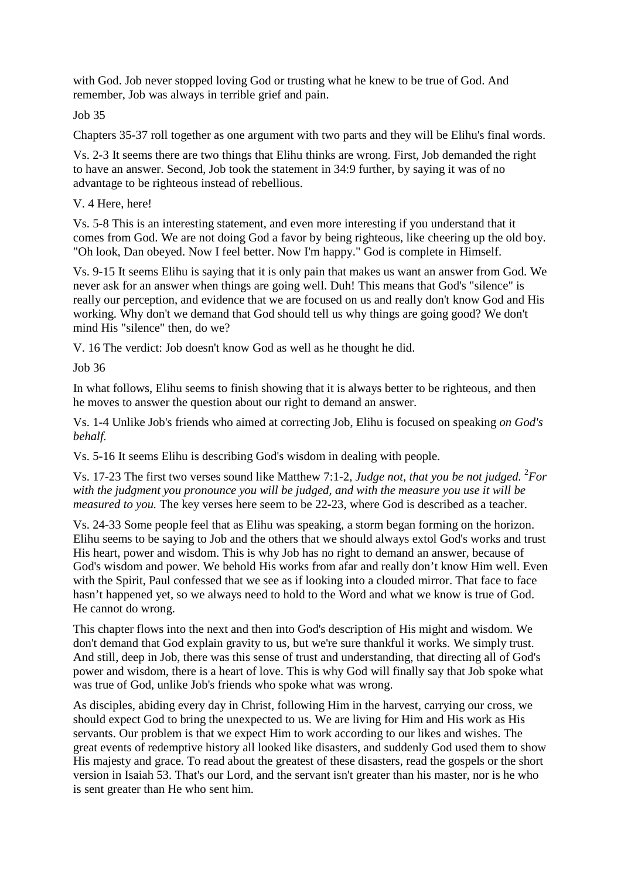with God. Job never stopped loving God or trusting what he knew to be true of God. And remember, Job was always in terrible grief and pain.

Job 35

Chapters 35-37 roll together as one argument with two parts and they will be Elihu's final words.

Vs. 2-3 It seems there are two things that Elihu thinks are wrong. First, Job demanded the right to have an answer. Second, Job took the statement in 34:9 further, by saying it was of no advantage to be righteous instead of rebellious.

V. 4 Here, here!

Vs. 5-8 This is an interesting statement, and even more interesting if you understand that it comes from God. We are not doing God a favor by being righteous, like cheering up the old boy. "Oh look, Dan obeyed. Now I feel better. Now I'm happy." God is complete in Himself.

Vs. 9-15 It seems Elihu is saying that it is only pain that makes us want an answer from God. We never ask for an answer when things are going well. Duh! This means that God's "silence" is really our perception, and evidence that we are focused on us and really don't know God and His working. Why don't we demand that God should tell us why things are going good? We don't mind His "silence" then, do we?

V. 16 The verdict: Job doesn't know God as well as he thought he did.

Job 36

In what follows, Elihu seems to finish showing that it is always better to be righteous, and then he moves to answer the question about our right to demand an answer.

Vs. 1-4 Unlike Job's friends who aimed at correcting Job, Elihu is focused on speaking *on God's behalf.*

Vs. 5-16 It seems Elihu is describing God's wisdom in dealing with people.

Vs. 17-23 The first two verses sound like Matthew 7:1-2, *Judge not, that you be not judged.* [2]*For with the judgment you pronounce you will be judged, and with the measure you use it will be measured to you.* The key verses here seem to be 22-23, where God is described as a teacher.

Vs. 24-33 Some people feel that as Elihu was speaking, a storm began forming on the horizon. Elihu seems to be saying to Job and the others that we should always extol God's works and trust His heart, power and wisdom. This is why Job has no right to demand an answer, because of God's wisdom and power. We behold His works from afar and really don't know Him well. Even with the Spirit, Paul confessed that we see as if looking into a clouded mirror. That face to face hasn't happened yet, so we always need to hold to the Word and what we know is true of God. He cannot do wrong.

This chapter flows into the next and then into God's description of His might and wisdom. We don't demand that God explain gravity to us, but we're sure thankful it works. We simply trust. And still, deep in Job, there was this sense of trust and understanding, that directing all of God's power and wisdom, there is a heart of love. This is why God will finally say that Job spoke what was true of God, unlike Job's friends who spoke what was wrong.

As disciples, abiding every day in Christ, following Him in the harvest, carrying our cross, we should expect God to bring the unexpected to us. We are living for Him and His work as His servants. Our problem is that we expect Him to work according to our likes and wishes. The great events of redemptive history all looked like disasters, and suddenly God used them to show His majesty and grace. To read about the greatest of these disasters, read the gospels or the short version in Isaiah 53. That's our Lord, and the servant isn't greater than his master, nor is he who is sent greater than He who sent him.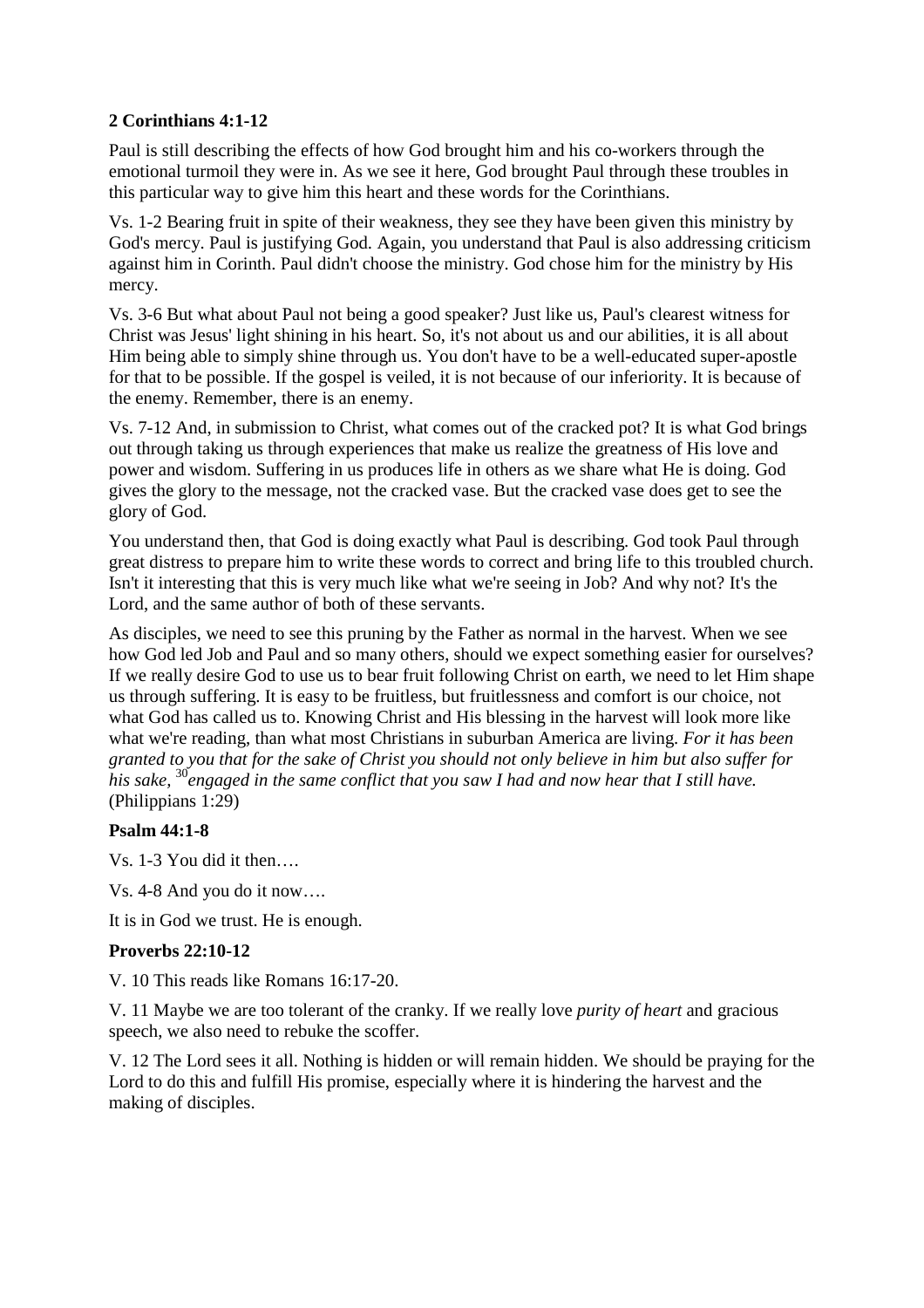**2 Corinthians 4:1-12**

Paul is still describing the effects of how God brought him and his co-workers through the emotional turmoil they were in. As we see it here, God brought Paul through these troubles in this particular way to give him this heart and these words for the Corinthians.

Vs. 1-2 Bearing fruit in spite of their weakness, they see they have been given this ministry by God's mercy. Paul is justifying God. Again, you understand that Paul is also addressing criticism against him in Corinth. Paul didn't choose the ministry. God chose him for the ministry by His mercy.

Vs. 3-6 But what about Paul not being a good speaker? Just like us, Paul's clearest witness for Christ was Jesus' light shining in his heart. So, it's not about us and our abilities, it is all about Him being able to simply shine through us. You don't have to be a well-educated super-apostle for that to be possible. If the gospel is veiled, it is not because of our inferiority. It is because of the enemy. Remember, there is an enemy.

Vs. 7-12 And, in submission to Christ, what comes out of the cracked pot? It is what God brings out through taking us through experiences that make us realize the greatness of His love and power and wisdom. Suffering in us produces life in others as we share what He is doing. God gives the glory to the message, not the cracked vase. But the cracked vase does get to see the glory of God.

You understand then, that God is doing exactly what Paul is describing. God took Paul through great distress to prepare him to write these words to correct and bring life to this troubled church. Isn't it interesting that this is very much like what we're seeing in Job? And why not? It's the Lord, and the same author of both of these servants.

As disciples, we need to see this pruning by the Father as normal in the harvest. When we see how God led Job and Paul and so many others, should we expect something easier for ourselves? If we really desire God to use us to bear fruit following Christ on earth, we need to let Him shape us through suffering. It is easy to be fruitless, but fruitlessness and comfort is our choice, not what God has called us to. Knowing Christ and His blessing in the harvest will look more like what we're reading, than what most Christians in suburban America are living. *For it has been granted to you that for the sake of Christ you should not only believe in him but also suffer for his sake,* [30]*engaged in the same conflict that you saw I had and now hear that I still have.* (Philippians 1:29)

**Psalm 44:1-8**

Vs. 1-3 You did it then….

Vs. 4-8 And you do it now….

It is in God we trust. He is enough.

**Proverbs 22:10-12**

V. 10 This reads like Romans 16:17-20.

V. 11 Maybe we are too tolerant of the cranky. If we really love *purity of heart* and gracious speech, we also need to rebuke the scoffer.

V. 12 The Lord sees it all. Nothing is hidden or will remain hidden. We should be praying for the Lord to do this and fulfill His promise, especially where it is hindering the harvest and the making of disciples.